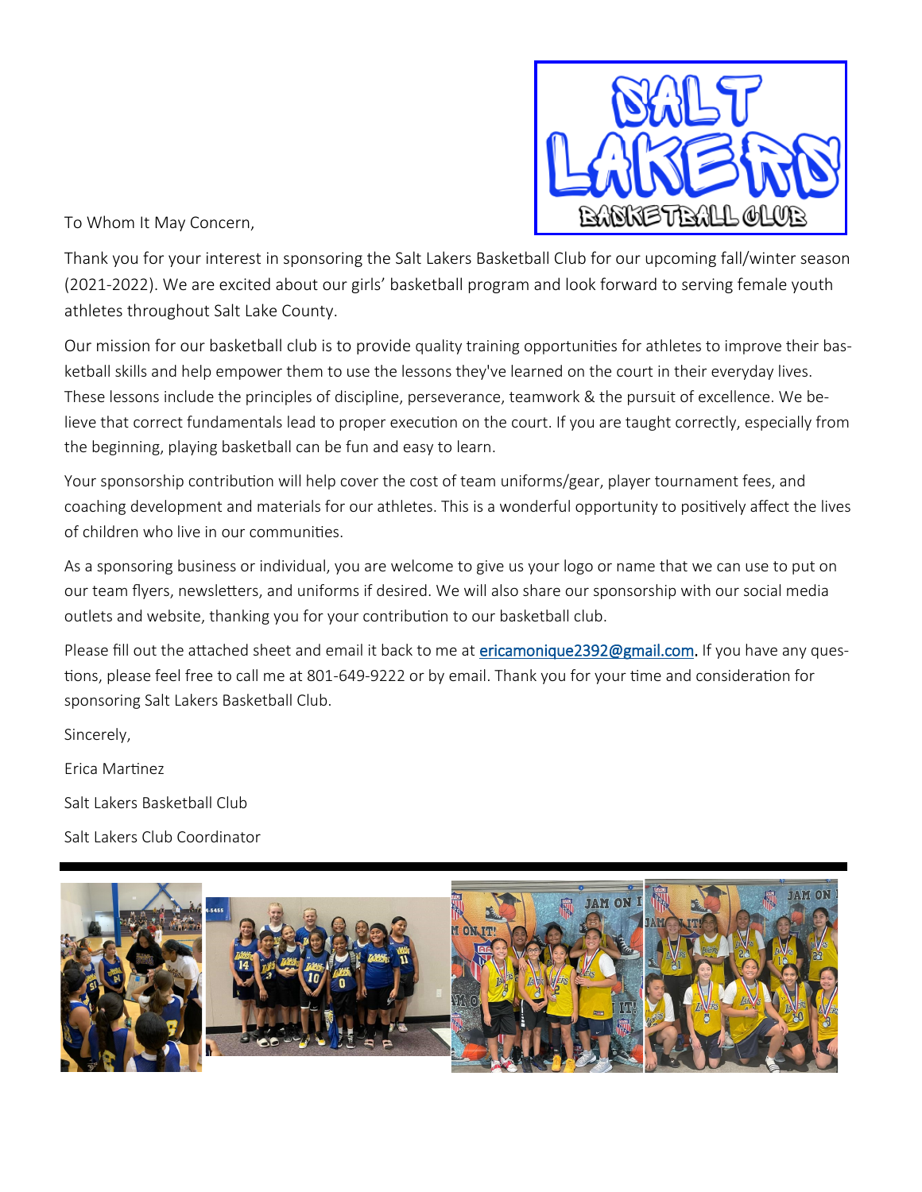To Whom It May Concern,

Thank you for your interest in sponsoring the Salt Lakers Basketball Club for our upcoming fall/winter season (2021-2022). We are excited about our girls' basketball program and look forward to serving female youth athletes throughout Salt Lake County.

Our mission for our basketball club is to provide quality training opportunities for athletes to improve their basketball skills and help empower them to use the lessons they've learned on the court in their everyday lives. These lessons include the principles of discipline, perseverance, teamwork & the pursuit of excellence. We believe that correct fundamentals lead to proper execution on the court. If you are taught correctly, especially from the beginning, playing basketball can be fun and easy to learn.

Your sponsorship contribution will help cover the cost of team uniforms/gear, player tournament fees, and coaching development and materials for our athletes. This is a wonderful opportunity to positively affect the lives of children who live in our communities.

As a sponsoring business or individual, you are welcome to give us your logo or name that we can use to put on our team flyers, newsletters, and uniforms if desired. We will also share our sponsorship with our social media outlets and website, thanking you for your contribution to our basketball club.

Please fill out the attached sheet and email it back to me at ericamonique2392@gmail.com. If you have any questions, please feel free to call me at 801-649-9222 or by email. Thank you for your time and consideration for sponsoring Salt Lakers Basketball Club.

Sincerely,

Erica Martinez

Salt Lakers Basketball Club

Salt Lakers Club Coordinator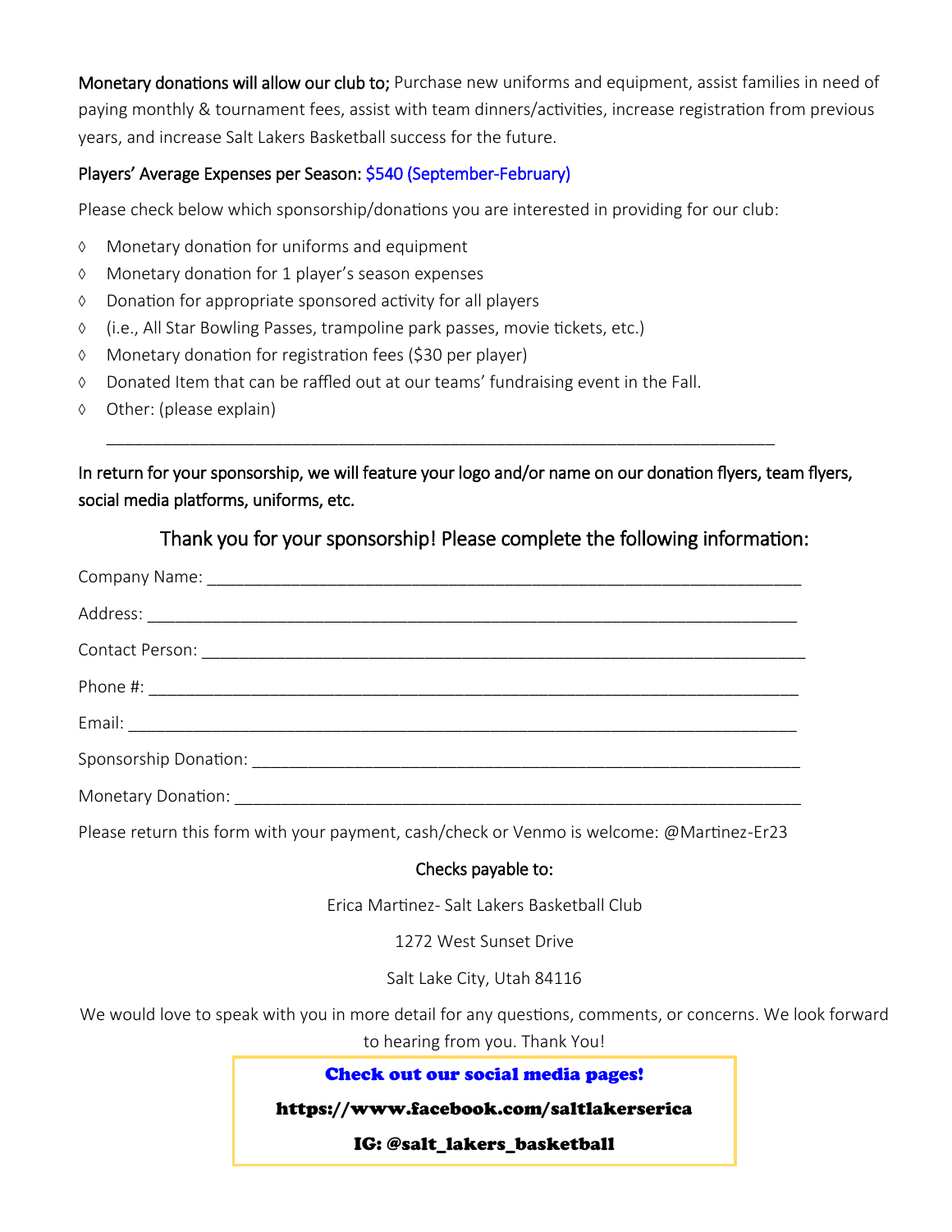**Monetary donations will allow our club to;** Purchase new uniforms and equipment, assist families in need of paying monthly & tournament fees, assist with team dinners/activities, increase registration from previous years, and increase Salt Lakers Basketball success for the future.

**Players' Average Expenses per Season:** $540 (September-February)

Please check below which sponsorship/donations you are interested in providing for our club:

- ◊ Monetary donation for uniforms and equipment
- ◊ Monetary donation for 1 player's season expenses
- ◊ Donation for appropriate sponsored activity for all players
- ◊ (i.e., All Star Bowling Passes, trampoline park passes, movie tickets, etc.)
- ◊ Monetary donation for registration fees ($30 per player)
- ◊ Donated Item that can be raffled out at our teams' fundraising event in the Fall.
- ◊ Other: (please explain)

  ___________________________________________________________________________

**In return for your sponsorship, we will feature your logo and/or name on our donation flyers, team flyers, social media platforms, uniforms, etc.**

## Thank you for your sponsorship! Please complete the following information:

Company Name: ___________________________________________________________________

Address: _______________________________________________________________________

Contact Person: __________________________________________________________________

Phone #: _______________________________________________________________________

Email: _________________________________________________________________________

Sponsorship Donation: _____________________________________________________________

Monetary Donation: _______________________________________________________________

Please return this form with your payment, cash/check or Venmo is welcome: @Martinez-Er23

**Checks payable to:**

Erica Martinez- Salt Lakers Basketball Club

1272 West Sunset Drive

Salt Lake City, Utah 84116

We would love to speak with you in more detail for any questions, comments, or concerns. We look forward to hearing from you. Thank You!

**Check out our social media pages!**

**https://www.facebook.com/saltlakerserica**

**IG: @salt_lakers_basketball**